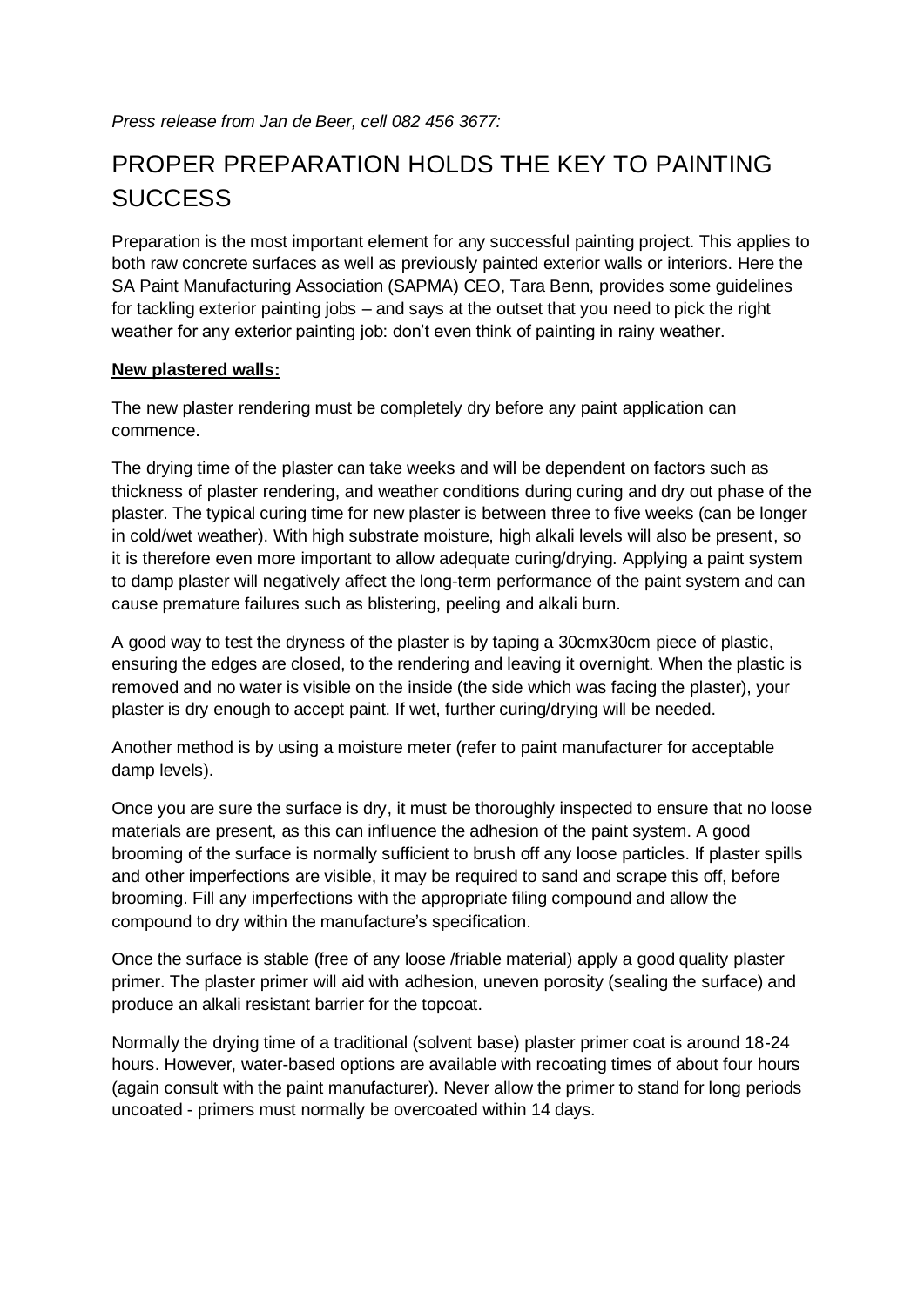*Press release from Jan de Beer, cell 082 456 3677:*

# PROPER PREPARATION HOLDS THE KEY TO PAINTING SUCCESS

Preparation is the most important element for any successful painting project. This applies to both raw concrete surfaces as well as previously painted exterior walls or interiors. Here the SA Paint Manufacturing Association (SAPMA) CEO, Tara Benn, provides some guidelines for tackling exterior painting jobs – and says at the outset that you need to pick the right weather for any exterior painting job: don't even think of painting in rainy weather.

**New plastered walls:**

The new plaster rendering must be completely dry before any paint application can commence.

The drying time of the plaster can take weeks and will be dependent on factors such as thickness of plaster rendering, and weather conditions during curing and dry out phase of the plaster. The typical curing time for new plaster is between three to five weeks (can be longer in cold/wet weather). With high substrate moisture, high alkali levels will also be present, so it is therefore even more important to allow adequate curing/drying. Applying a paint system to damp plaster will negatively affect the long-term performance of the paint system and can cause premature failures such as blistering, peeling and alkali burn.

A good way to test the dryness of the plaster is by taping a 30cmx30cm piece of plastic, ensuring the edges are closed, to the rendering and leaving it overnight. When the plastic is removed and no water is visible on the inside (the side which was facing the plaster), your plaster is dry enough to accept paint. If wet, further curing/drying will be needed.

Another method is by using a moisture meter (refer to paint manufacturer for acceptable damp levels).

Once you are sure the surface is dry, it must be thoroughly inspected to ensure that no loose materials are present, as this can influence the adhesion of the paint system. A good brooming of the surface is normally sufficient to brush off any loose particles. If plaster spills and other imperfections are visible, it may be required to sand and scrape this off, before brooming. Fill any imperfections with the appropriate filing compound and allow the compound to dry within the manufacture's specification.

Once the surface is stable (free of any loose /friable material) apply a good quality plaster primer. The plaster primer will aid with adhesion, uneven porosity (sealing the surface) and produce an alkali resistant barrier for the topcoat.

Normally the drying time of a traditional (solvent base) plaster primer coat is around 18-24 hours. However, water-based options are available with recoating times of about four hours (again consult with the paint manufacturer). Never allow the primer to stand for long periods uncoated - primers must normally be overcoated within 14 days.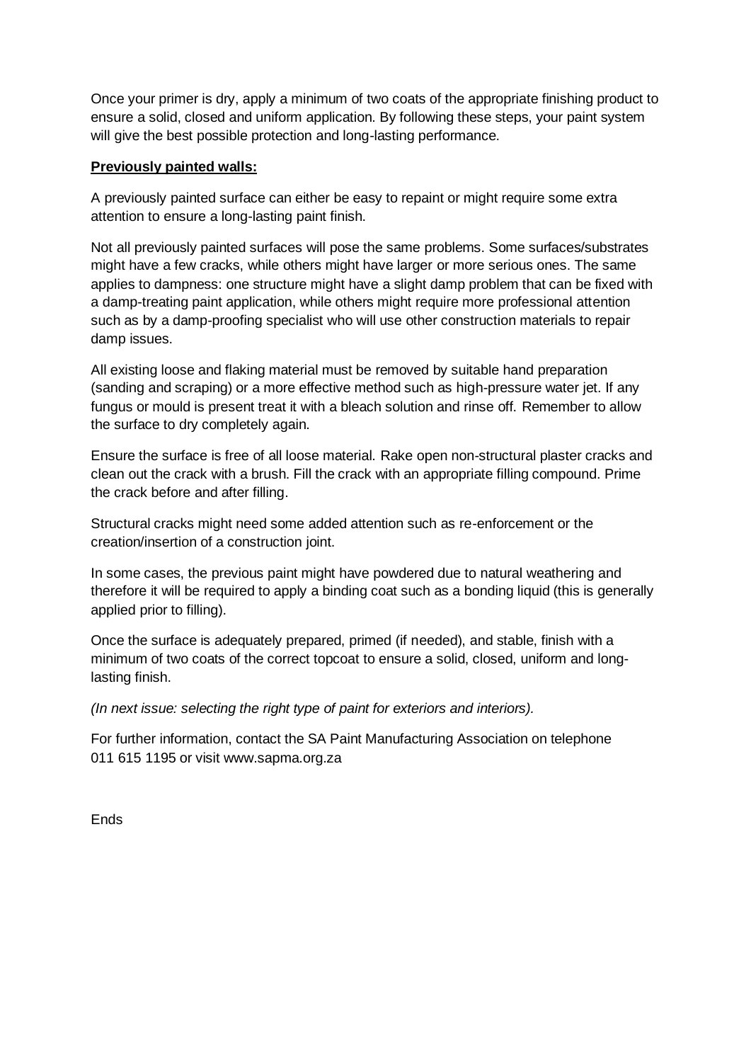Once your primer is dry, apply a minimum of two coats of the appropriate finishing product to ensure a solid, closed and uniform application. By following these steps, your paint system will give the best possible protection and long-lasting performance.

**Previously painted walls:**

A previously painted surface can either be easy to repaint or might require some extra attention to ensure a long-lasting paint finish.

Not all previously painted surfaces will pose the same problems. Some surfaces/substrates might have a few cracks, while others might have larger or more serious ones. The same applies to dampness: one structure might have a slight damp problem that can be fixed with a damp-treating paint application, while others might require more professional attention such as by a damp-proofing specialist who will use other construction materials to repair damp issues.

All existing loose and flaking material must be removed by suitable hand preparation (sanding and scraping) or a more effective method such as high-pressure water jet. If any fungus or mould is present treat it with a bleach solution and rinse off. Remember to allow the surface to dry completely again.

Ensure the surface is free of all loose material. Rake open non-structural plaster cracks and clean out the crack with a brush. Fill the crack with an appropriate filling compound. Prime the crack before and after filling.

Structural cracks might need some added attention such as re-enforcement or the creation/insertion of a construction joint.

In some cases, the previous paint might have powdered due to natural weathering and therefore it will be required to apply a binding coat such as a bonding liquid (this is generally applied prior to filling).

Once the surface is adequately prepared, primed (if needed), and stable, finish with a minimum of two coats of the correct topcoat to ensure a solid, closed, uniform and long-lasting finish.

*(In next issue: selecting the right type of paint for exteriors and interiors).*

For further information, contact the SA Paint Manufacturing Association on telephone 011 615 1195 or visit www.sapma.org.za

Ends